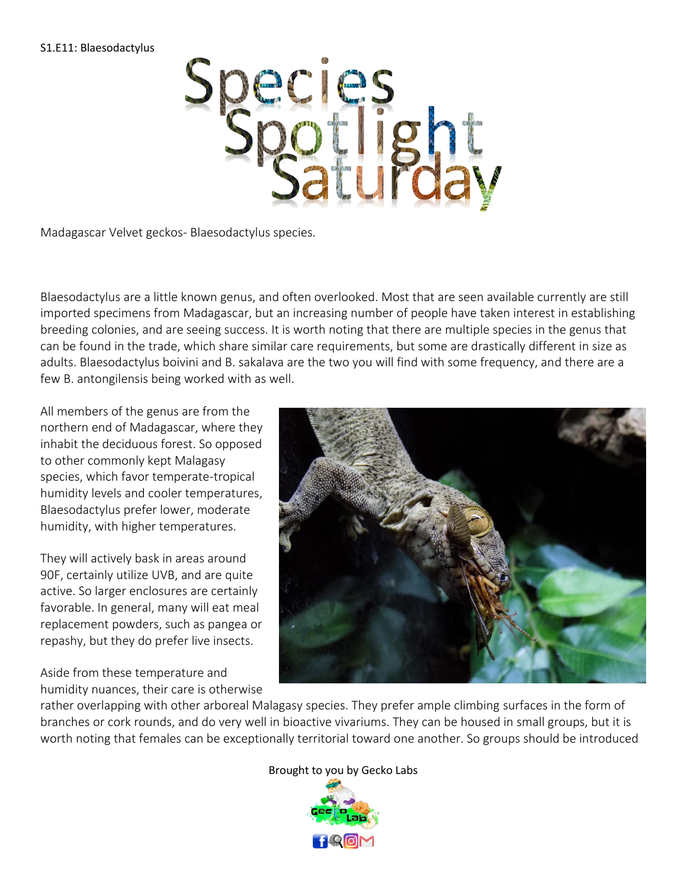S1.E11: Blaesodactylus

# Species Spotlight Saturday

Madagascar Velvet geckos- Blaesodactylus species.

Blaesodactylus are a little known genus, and often overlooked. Most that are seen available currently are still imported specimens from Madagascar, but an increasing number of people have taken interest in establishing breeding colonies, and are seeing success. It is worth noting that there are multiple species in the genus that can be found in the trade, which share similar care requirements, but some are drastically different in size as adults. Blaesodactylus boivini and B. sakalava are the two you will find with some frequency, and there are a few B. antongilensis being worked with as well.

All members of the genus are from the northern end of Madagascar, where they inhabit the deciduous forest. So opposed to other commonly kept Malagasy species, which favor temperate-tropical humidity levels and cooler temperatures, Blaesodactylus prefer lower, moderate humidity, with higher temperatures.

They will actively bask in areas around 90F, certainly utilize UVB, and are quite active. So larger enclosures are certainly favorable. In general, many will eat meal replacement powders, such as pangea or repashy, but they do prefer live insects.

Aside from these temperature and humidity nuances, their care is otherwise rather overlapping with other arboreal Malagasy species. They prefer ample climbing surfaces in the form of branches or cork rounds, and do very well in bioactive vivariums. They can be housed in small groups, but it is worth noting that females can be exceptionally territorial toward one another. So groups should be introduced

Brought to you by Gecko Labs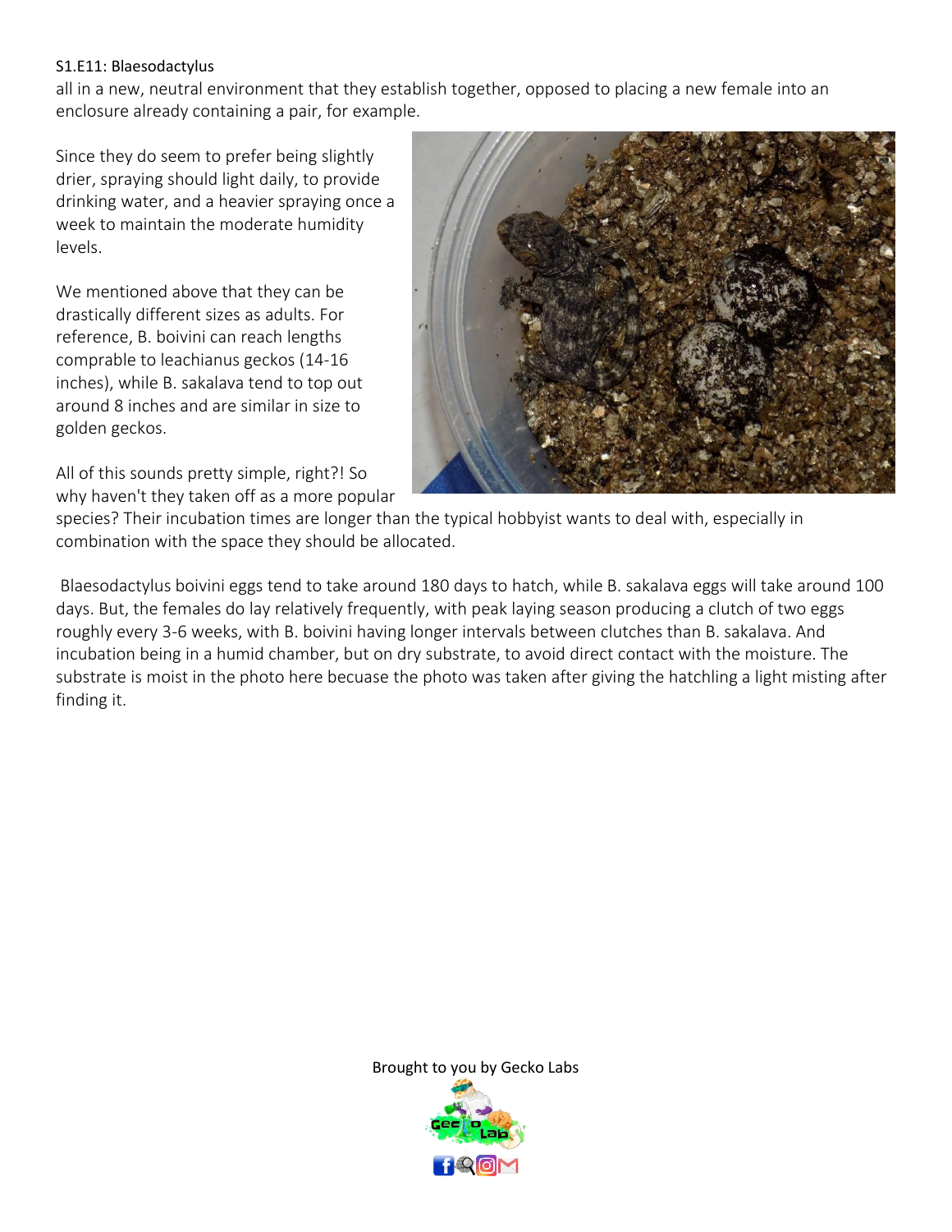all in a new, neutral environment that they establish together, opposed to placing a new female into an enclosure already containing a pair, for example.

Since they do seem to prefer being slightly drier, spraying should light daily, to provide drinking water, and a heavier spraying once a week to maintain the moderate humidity levels.

We mentioned above that they can be drastically different sizes as adults. For reference, B. boivini can reach lengths comprable to leachianus geckos (14-16 inches), while B. sakalava tend to top out around 8 inches and are similar in size to golden geckos.

All of this sounds pretty simple, right?! So why haven't they taken off as a more popular species? Their incubation times are longer than the typical hobbyist wants to deal with, especially in combination with the space they should be allocated.

Blaesodactylus boivini eggs tend to take around 180 days to hatch, while B. sakalava eggs will take around 100 days. But, the females do lay relatively frequently, with peak laying season producing a clutch of two eggs roughly every 3-6 weeks, with B. boivini having longer intervals between clutches than B. sakalava. And incubation being in a humid chamber, but on dry substrate, to avoid direct contact with the moisture. The substrate is moist in the photo here becuase the photo was taken after giving the hatchling a light misting after finding it.

Brought to you by Gecko Labs